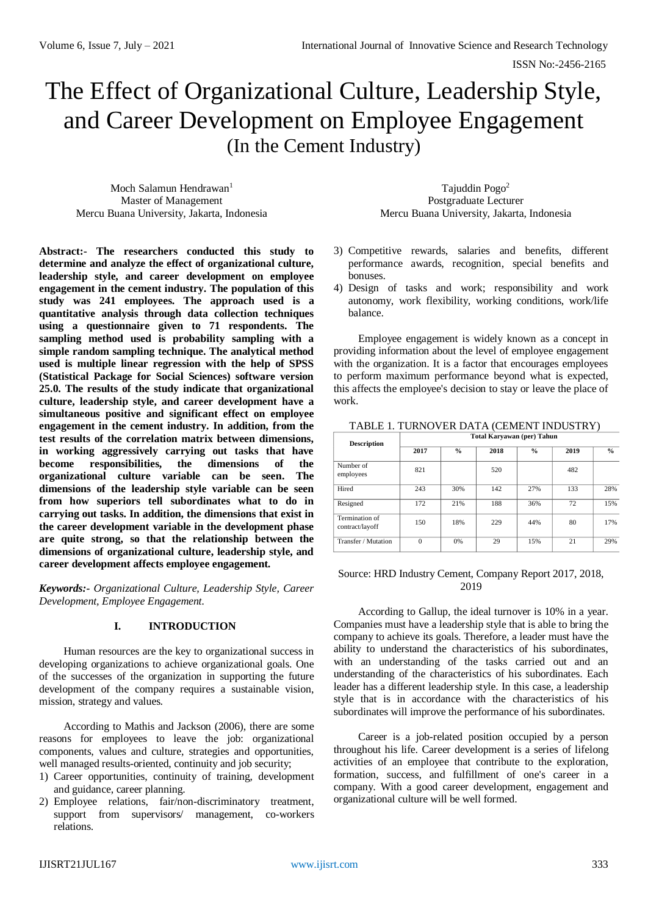# The Effect of Organizational Culture, Leadership Style, and Career Development on Employee Engagement
## (In the Cement Industry)

Moch Salamun Hendrawan[1]
Master of Management
Mercu Buana University, Jakarta, Indonesia

Tajuddin Pogo[2]
Postgraduate Lecturer
Mercu Buana University, Jakarta, Indonesia

**Abstract:- The researchers conducted this study to determine and analyze the effect of organizational culture, leadership style, and career development on employee engagement in the cement industry. The population of this study was 241 employees. The approach used is a quantitative analysis through data collection techniques using a questionnaire given to 71 respondents. The sampling method used is probability sampling with a simple random sampling technique. The analytical method used is multiple linear regression with the help of SPSS (Statistical Package for Social Sciences) software version 25.0. The results of the study indicate that organizational culture, leadership style, and career development have a simultaneous positive and significant effect on employee engagement in the cement industry. In addition, from the test results of the correlation matrix between dimensions, in working aggressively carrying out tasks that have become responsibilities, the dimensions of the organizational culture variable can be seen. The dimensions of the leadership style variable can be seen from how superiors tell subordinates what to do in carrying out tasks. In addition, the dimensions that exist in the career development variable in the development phase are quite strong, so that the relationship between the dimensions of organizational culture, leadership style, and career development affects employee engagement.**

***Keywords:-*** *Organizational Culture, Leadership Style, Career Development, Employee Engagement.*

## I. INTRODUCTION

Human resources are the key to organizational success in developing organizations to achieve organizational goals. One of the successes of the organization in supporting the future development of the company requires a sustainable vision, mission, strategy and values.

According to Mathis and Jackson (2006), there are some reasons for employees to leave the job: organizational components, values and culture, strategies and opportunities, well managed results-oriented, continuity and job security;

1) Career opportunities, continuity of training, development and guidance, career planning.
2) Employee relations, fair/non-discriminatory treatment, support from supervisors/ management, co-workers relations.
3) Competitive rewards, salaries and benefits, different performance awards, recognition, special benefits and bonuses.
4) Design of tasks and work; responsibility and work autonomy, work flexibility, working conditions, work/life balance.

Employee engagement is widely known as a concept in providing information about the level of employee engagement with the organization. It is a factor that encourages employees to perform maximum performance beyond what is expected, this affects the employee's decision to stay or leave the place of work.

TABLE 1. TURNOVER DATA (CEMENT INDUSTRY)

| Description | Total Karyawan (per) Tahun | | | | | |
|---|---|---|---|---|---|---|
| | 2017 | % | 2018 | % | 2019 | % |
| Number of employees | 821 | | 520 | | 482 | |
| Hired | 243 | 30% | 142 | 27% | 133 | 28% |
| Resigned | 172 | 21% | 188 | 36% | 72 | 15% |
| Termination of contract/layoff | 150 | 18% | 229 | 44% | 80 | 17% |
| Transfer / Mutation | 0 | 0% | 29 | 15% | 21 | 29% |

Source: HRD Industry Cement, Company Report 2017, 2018, 2019

According to Gallup, the ideal turnover is 10% in a year. Companies must have a leadership style that is able to bring the company to achieve its goals. Therefore, a leader must have the ability to understand the characteristics of his subordinates, with an understanding of the tasks carried out and an understanding of the characteristics of his subordinates. Each leader has a different leadership style. In this case, a leadership style that is in accordance with the characteristics of his subordinates will improve the performance of his subordinates.

Career is a job-related position occupied by a person throughout his life. Career development is a series of lifelong activities of an employee that contribute to the exploration, formation, success, and fulfillment of one's career in a company. With a good career development, engagement and organizational culture will be well formed.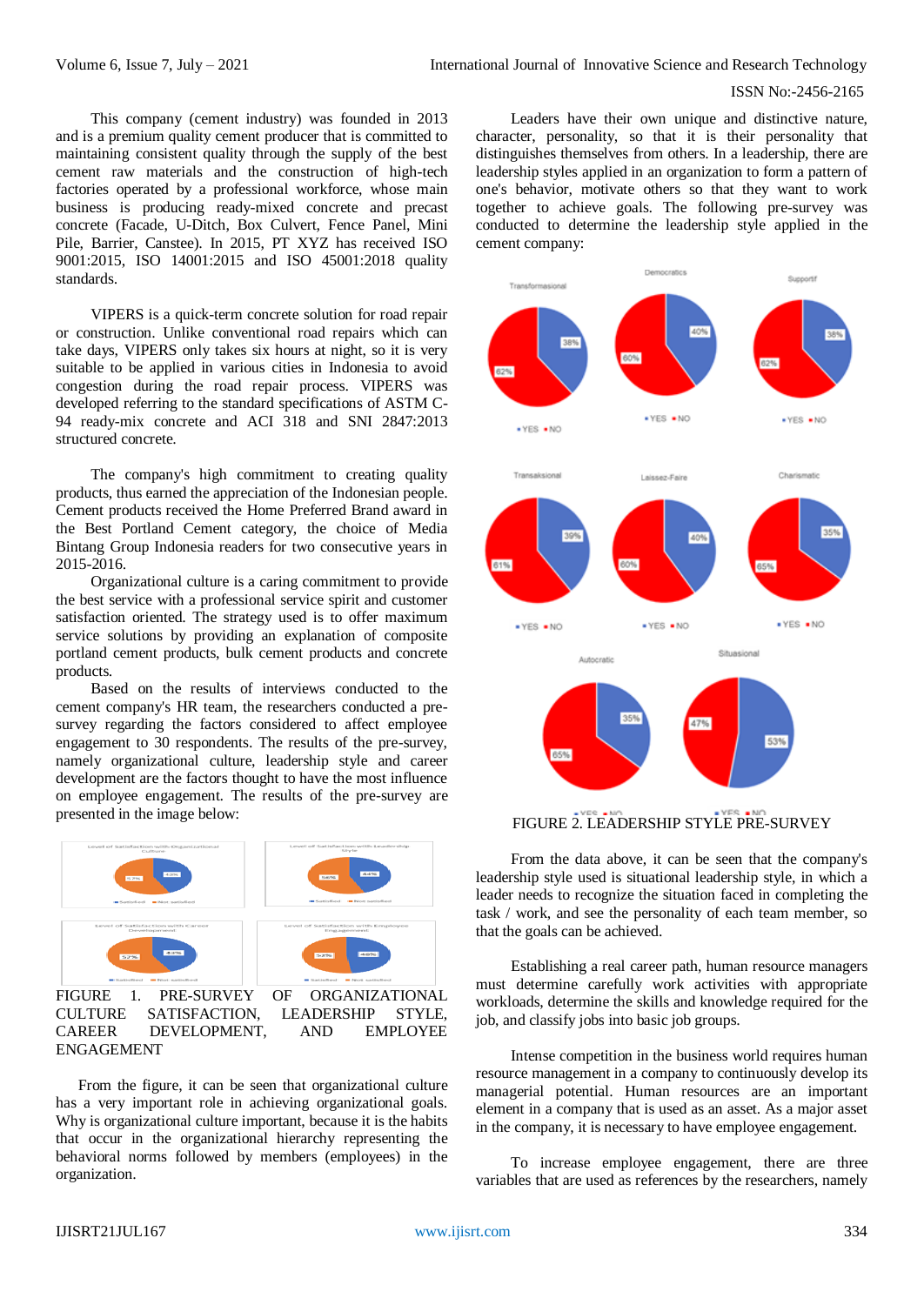This company (cement industry) was founded in 2013 and is a premium quality cement producer that is committed to maintaining consistent quality through the supply of the best cement raw materials and the construction of high-tech factories operated by a professional workforce, whose main business is producing ready-mixed concrete and precast concrete (Facade, U-Ditch, Box Culvert, Fence Panel, Mini Pile, Barrier, Canstee). In 2015, PT XYZ has received ISO 9001:2015, ISO 14001:2015 and ISO 45001:2018 quality standards.

VIPERS is a quick-term concrete solution for road repair or construction. Unlike conventional road repairs which can take days, VIPERS only takes six hours at night, so it is very suitable to be applied in various cities in Indonesia to avoid congestion during the road repair process. VIPERS was developed referring to the standard specifications of ASTM C-94 ready-mix concrete and ACI 318 and SNI 2847:2013 structured concrete.

The company's high commitment to creating quality products, thus earned the appreciation of the Indonesian people. Cement products received the Home Preferred Brand award in the Best Portland Cement category, the choice of Media Bintang Group Indonesia readers for two consecutive years in 2015-2016.

Organizational culture is a caring commitment to provide the best service with a professional service spirit and customer satisfaction oriented. The strategy used is to offer maximum service solutions by providing an explanation of composite portland cement products, bulk cement products and concrete products.

Based on the results of interviews conducted to the cement company's HR team, the researchers conducted a pre-survey regarding the factors considered to affect employee engagement to 30 respondents. The results of the pre-survey, namely organizational culture, leadership style and career development are the factors thought to have the most influence on employee engagement. The results of the pre-survey are presented in the image below:

FIGURE 1. PRE-SURVEY OF ORGANIZATIONAL CULTURE SATISFACTION, LEADERSHIP STYLE, CAREER DEVELOPMENT, AND EMPLOYEE ENGAGEMENT

From the figure, it can be seen that organizational culture has a very important role in achieving organizational goals. Why is organizational culture important, because it is the habits that occur in the organizational hierarchy representing the behavioral norms followed by members (employees) in the organization.

Leaders have their own unique and distinctive nature, character, personality, so that it is their personality that distinguishes themselves from others. In a leadership, there are leadership styles applied in an organization to form a pattern of one's behavior, motivate others so that they want to work together to achieve goals. The following pre-survey was conducted to determine the leadership style applied in the cement company:

FIGURE 2. LEADERSHIP STYLE PRE-SURVEY

From the data above, it can be seen that the company's leadership style used is situational leadership style, in which a leader needs to recognize the situation faced in completing the task / work, and see the personality of each team member, so that the goals can be achieved.

Establishing a real career path, human resource managers must determine carefully work activities with appropriate workloads, determine the skills and knowledge required for the job, and classify jobs into basic job groups.

Intense competition in the business world requires human resource management in a company to continuously develop its managerial potential. Human resources are an important element in a company that is used as an asset. As a major asset in the company, it is necessary to have employee engagement.

To increase employee engagement, there are three variables that are used as references by the researchers, namely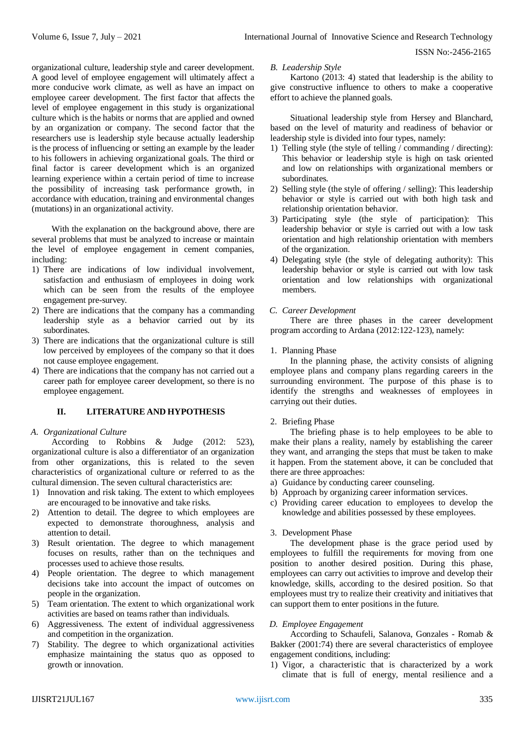organizational culture, leadership style and career development. A good level of employee engagement will ultimately affect a more conducive work climate, as well as have an impact on employee career development. The first factor that affects the level of employee engagement in this study is organizational culture which is the habits or norms that are applied and owned by an organization or company. The second factor that the researchers use is leadership style because actually leadership is the process of influencing or setting an example by the leader to his followers in achieving organizational goals. The third or final factor is career development which is an organized learning experience within a certain period of time to increase the possibility of increasing task performance growth, in accordance with education, training and environmental changes (mutations) in an organizational activity.

With the explanation on the background above, there are several problems that must be analyzed to increase or maintain the level of employee engagement in cement companies, including:

1) There are indications of low individual involvement, satisfaction and enthusiasm of employees in doing work which can be seen from the results of the employee engagement pre-survey.
2) There are indications that the company has a commanding leadership style as a behavior carried out by its subordinates.
3) There are indications that the organizational culture is still low perceived by employees of the company so that it does not cause employee engagement.
4) There are indications that the company has not carried out a career path for employee career development, so there is no employee engagement.

## II. LITERATURE AND HYPOTHESIS

### *A. Organizational Culture*

According to Robbins & Judge (2012: 523), organizational culture is also a differentiator of an organization from other organizations, this is related to the seven characteristics of organizational culture or referred to as the cultural dimension. The seven cultural characteristics are:

1) Innovation and risk taking. The extent to which employees are encouraged to be innovative and take risks.
2) Attention to detail. The degree to which employees are expected to demonstrate thoroughness, analysis and attention to detail.
3) Result orientation. The degree to which management focuses on results, rather than on the techniques and processes used to achieve those results.
4) People orientation. The degree to which management decisions take into account the impact of outcomes on people in the organization.
5) Team orientation. The extent to which organizational work activities are based on teams rather than individuals.
6) Aggressiveness. The extent of individual aggressiveness and competition in the organization.
7) Stability. The degree to which organizational activities emphasize maintaining the status quo as opposed to growth or innovation.

### *B. Leadership Style*

Kartono (2013: 4) stated that leadership is the ability to give constructive influence to others to make a cooperative effort to achieve the planned goals.

Situational leadership style from Hersey and Blanchard, based on the level of maturity and readiness of behavior or leadership style is divided into four types, namely:

1) Telling style (the style of telling / commanding / directing): This behavior or leadership style is high on task oriented and low on relationships with organizational members or subordinates.
2) Selling style (the style of offering / selling): This leadership behavior or style is carried out with both high task and relationship orientation behavior.
3) Participating style (the style of participation): This leadership behavior or style is carried out with a low task orientation and high relationship orientation with members of the organization.
4) Delegating style (the style of delegating authority): This leadership behavior or style is carried out with low task orientation and low relationships with organizational members.

### *C. Career Development*

There are three phases in the career development program according to Ardana (2012:122-123), namely:

1. Planning Phase

In the planning phase, the activity consists of aligning employee plans and company plans regarding careers in the surrounding environment. The purpose of this phase is to identify the strengths and weaknesses of employees in carrying out their duties.

2. Briefing Phase

The briefing phase is to help employees to be able to make their plans a reality, namely by establishing the career they want, and arranging the steps that must be taken to make it happen. From the statement above, it can be concluded that there are three approaches:

a) Guidance by conducting career counseling.
b) Approach by organizing career information services.
c) Providing career education to employees to develop the knowledge and abilities possessed by these employees.

3. Development Phase

The development phase is the grace period used by employees to fulfill the requirements for moving from one position to another desired position. During this phase, employees can carry out activities to improve and develop their knowledge, skills, according to the desired position. So that employees must try to realize their creativity and initiatives that can support them to enter positions in the future.

### *D. Employee Engagement*

According to Schaufeli, Salanova, Gonzales - Romab & Bakker (2001:74) there are several characteristics of employee engagement conditions, including:

1) Vigor, a characteristic that is characterized by a work climate that is full of energy, mental resilience and a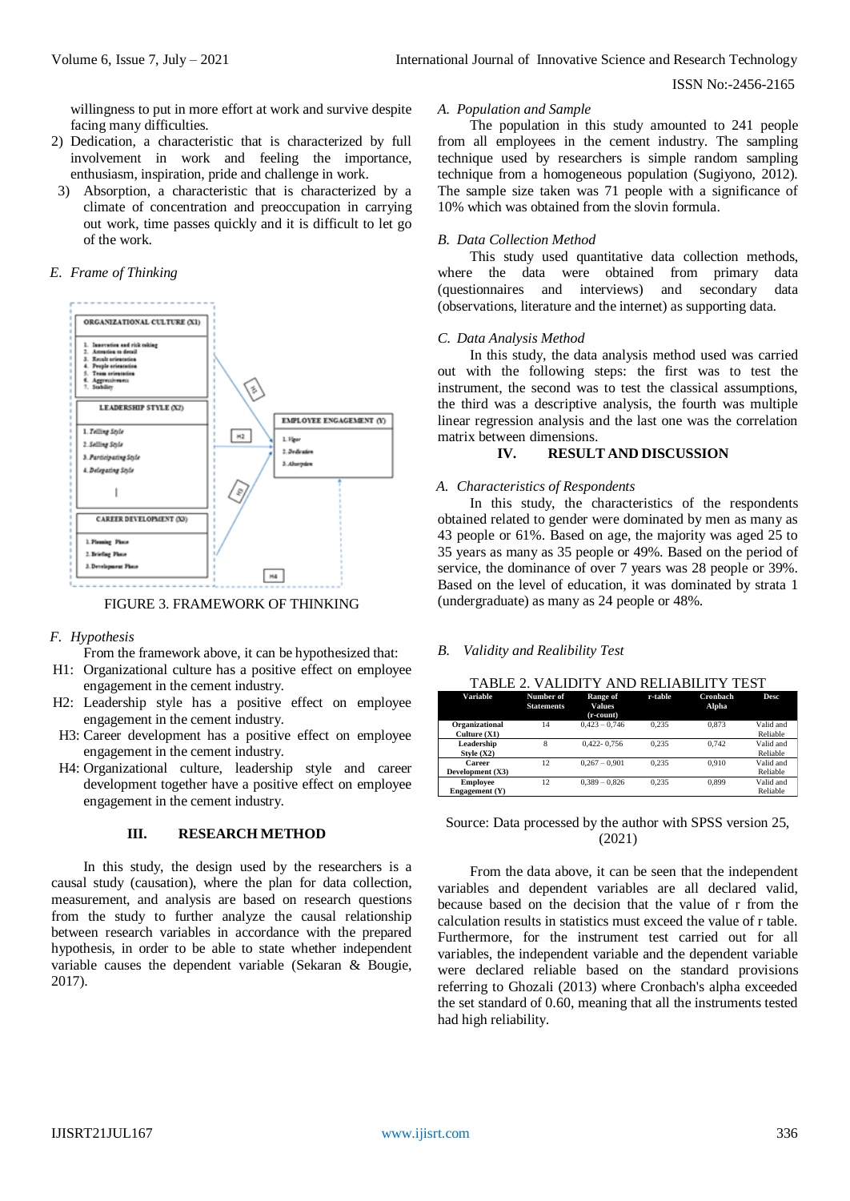willingness to put in more effort at work and survive despite facing many difficulties.

2) Dedication, a characteristic that is characterized by full involvement in work and feeling the importance, enthusiasm, inspiration, pride and challenge in work.
3) Absorption, a characteristic that is characterized by a climate of concentration and preoccupation in carrying out work, time passes quickly and it is difficult to let go of the work.

### *E. Frame of Thinking*

FIGURE 3. FRAMEWORK OF THINKING

### *F. Hypothesis*

From the framework above, it can be hypothesized that:

H1: Organizational culture has a positive effect on employee engagement in the cement industry.

H2: Leadership style has a positive effect on employee engagement in the cement industry.

H3: Career development has a positive effect on employee engagement in the cement industry.

H4: Organizational culture, leadership style and career development together have a positive effect on employee engagement in the cement industry.

## III. RESEARCH METHOD

In this study, the design used by the researchers is a causal study (causation), where the plan for data collection, measurement, and analysis are based on research questions from the study to further analyze the causal relationship between research variables in accordance with the prepared hypothesis, in order to be able to state whether independent variable causes the dependent variable (Sekaran & Bougie, 2017).

### *A. Population and Sample*

The population in this study amounted to 241 people from all employees in the cement industry. The sampling technique used by researchers is simple random sampling technique from a homogeneous population (Sugiyono, 2012). The sample size taken was 71 people with a significance of 10% which was obtained from the slovin formula.

### *B. Data Collection Method*

This study used quantitative data collection methods, where the data were obtained from primary data (questionnaires and interviews) and secondary data (observations, literature and the internet) as supporting data.

### *C. Data Analysis Method*

In this study, the data analysis method used was carried out with the following steps: the first was to test the instrument, the second was to test the classical assumptions, the third was a descriptive analysis, the fourth was multiple linear regression analysis and the last one was the correlation matrix between dimensions.

## IV. RESULT AND DISCUSSION

### *A. Characteristics of Respondents*

In this study, the characteristics of the respondents obtained related to gender were dominated by men as many as 43 people or 61%. Based on age, the majority was aged 25 to 35 years as many as 35 people or 49%. Based on the period of service, the dominance of over 7 years was 28 people or 39%. Based on the level of education, it was dominated by strata 1 (undergraduate) as many as 24 people or 48%.

### *B. Validity and Realibility Test*

TABLE 2. VALIDITY AND RELIABILITY TEST

| Variable | Number of Statements | Range of Values (r-count) | r-table | Cronbach Alpha | Desc |
|---|---|---|---|---|---|
| Organizational Culture (X1) | 14 | 0,423 – 0,746 | 0,235 | 0,873 | Valid and Reliable |
| Leadership Style (X2) | 8 | 0,422- 0,756 | 0,235 | 0,742 | Valid and Reliable |
| Career Development (X3) | 12 | 0,267 – 0,901 | 0,235 | 0,910 | Valid and Reliable |
| Employee Engagement (Y) | 12 | 0,389 – 0,826 | 0,235 | 0,899 | Valid and Reliable |

Source: Data processed by the author with SPSS version 25, (2021)

From the data above, it can be seen that the independent variables and dependent variables are all declared valid, because based on the decision that the value of r from the calculation results in statistics must exceed the value of r table. Furthermore, for the instrument test carried out for all variables, the independent variable and the dependent variable were declared reliable based on the standard provisions referring to Ghozali (2013) where Cronbach's alpha exceeded the set standard of 0.60, meaning that all the instruments tested had high reliability.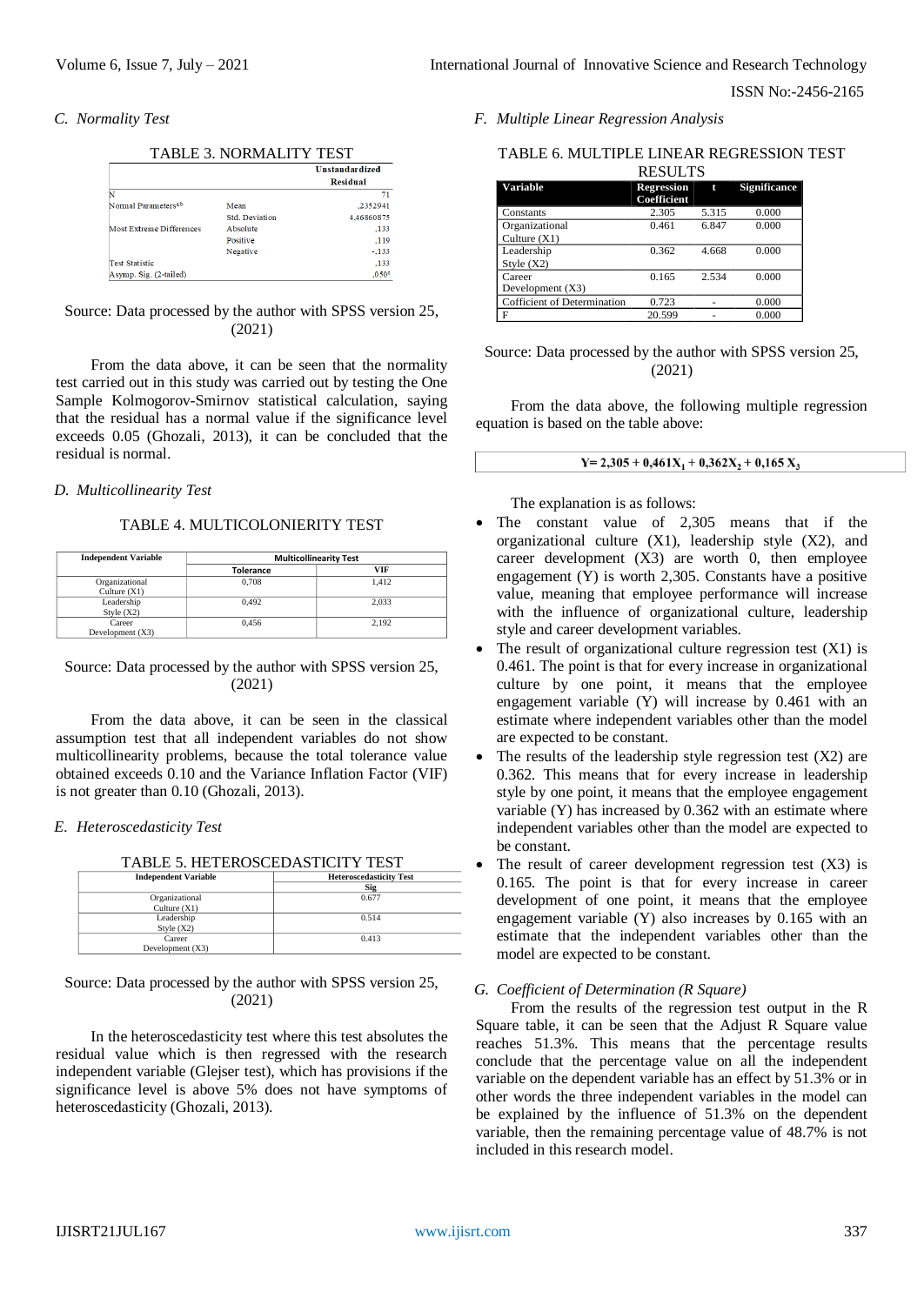### C. *Normality Test*

TABLE 3. NORMALITY TEST

| | | Unstandardized Residual |
|---|---|---|
| N | | 71 |
| Normal Parameters[a,b] | Mean | ,2352941 |
| | Std. Deviation | 4,46860875 |
| Most Extreme Differences | Absolute | ,133 |
| | Positive | ,119 |
| | Negative | -,133 |
| Test Statistic | | ,133 |
| Asymp. Sig. (2-tailed) | | ,050[c] |

Source: Data processed by the author with SPSS version 25, (2021)

From the data above, it can be seen that the normality test carried out in this study was carried out by testing the One Sample Kolmogorov-Smirnov statistical calculation, saying that the residual has a normal value if the significance level exceeds 0.05 (Ghozali, 2013), it can be concluded that the residual is normal.

### D. *Multicollinearity Test*

TABLE 4. MULTICOLONIERITY TEST

| Independent Variable | Multicollinearity Test | |
|---|---|---|
| | Tolerance | VIF |
| Organizational Culture (X1) | 0,708 | 1,412 |
| Leadership Style (X2) | 0,492 | 2,033 |
| Career Development (X3) | 0,456 | 2,192 |

Source: Data processed by the author with SPSS version 25, (2021)

From the data above, it can be seen in the classical assumption test that all independent variables do not show multicollinearity problems, because the total tolerance value obtained exceeds 0.10 and the Variance Inflation Factor (VIF) is not greater than 0.10 (Ghozali, 2013).

### E. *Heteroscedastic Test*

TABLE 5. HETEROSCEDASTICITY TEST

| Independent Variable | Heteroscedasticity Test |
|---|---|
| | Sig |
| Organizational Culture (X1) | 0.677 |
| Leadership Style (X2) | 0.514 |
| Career Development (X3) | 0.413 |

Source: Data processed by the author with SPSS version 25, (2021)

In the heteroscedasticity test where this test absolutes the residual value which is then regressed with the research independent variable (Glejser test), which has provisions if the significance level is above 5% does not have symptoms of heteroscedasticity (Ghozali, 2013).

### F. *Multiple Linear Regression Analysis*

TABLE 6. MULTIPLE LINEAR REGRESSION TEST RESULTS

| Variable | Regression Coefficient | t | Significance |
|---|---|---|---|
| Constants | 2.305 | 5.315 | 0.000 |
| Organizational Culture (X1) | 0.461 | 6.847 | 0.000 |
| Leadership Style (X2) | 0.362 | 4.668 | 0.000 |
| Career Development (X3) | 0.165 | 2.534 | 0.000 |
| Cofficient of Determination | 0.723 | - | 0.000 |
| F | 20.599 | - | 0.000 |

Source: Data processed by the author with SPSS version 25, (2021)

From the data above, the following multiple regression equation is based on the table above:

$$Y= 2{,}305 + 0{,}461X_1 + 0{,}362X_2 + 0{,}165\ X_3$$

The explanation is as follows:

- The constant value of 2,305 means that if the organizational culture (X1), leadership style (X2), and career development (X3) are worth 0, then employee engagement (Y) is worth 2,305. Constants have a positive value, meaning that employee performance will increase with the influence of organizational culture, leadership style and career development variables.
- The result of organizational culture regression test (X1) is 0.461. The point is that for every increase in organizational culture by one point, it means that the employee engagement variable (Y) will increase by 0.461 with an estimate where independent variables other than the model are expected to be constant.
- The results of the leadership style regression test (X2) are 0.362. This means that for every increase in leadership style by one point, it means that the employee engagement variable (Y) has increased by 0.362 with an estimate where independent variables other than the model are expected to be constant.
- The result of career development regression test (X3) is 0.165. The point is that for every increase in career development of one point, it means that the employee engagement variable (Y) also increases by 0.165 with an estimate that the independent variables other than the model are expected to be constant.

### G. *Coefficient of Determination (R Square)*

From the results of the regression test output in the R Square table, it can be seen that the Adjust R Square value reaches 51.3%. This means that the percentage results conclude that the percentage value on all the independent variable on the dependent variable has an effect by 51.3% or in other words the three independent variables in the model can be explained by the influence of 51.3% on the dependent variable, then the remaining percentage value of 48.7% is not included in this research model.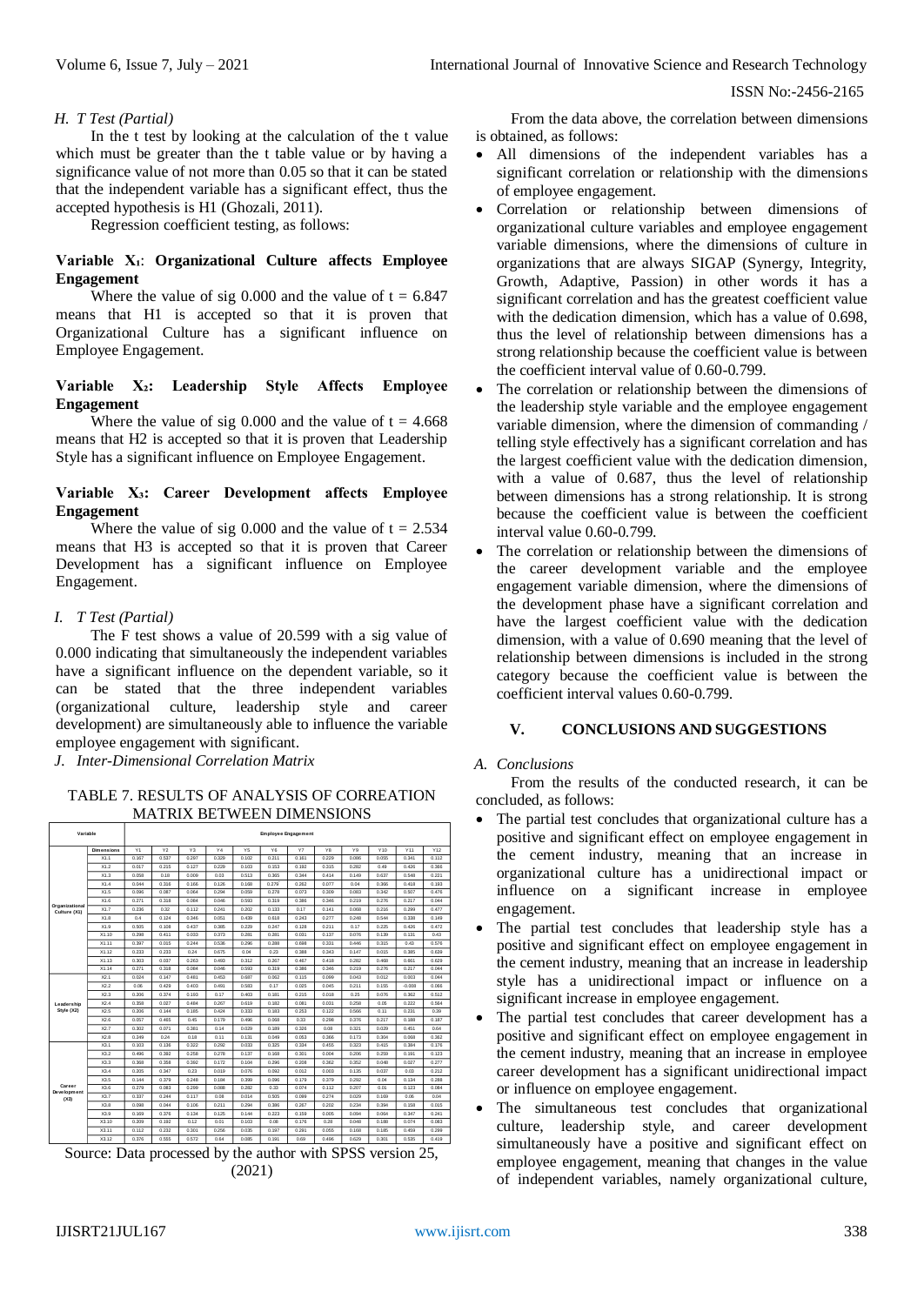### *H. T Test (Partial)*

In the t test by looking at the calculation of the t value which must be greater than the t table value or by having a significance value of not more than 0.05 so that it can be stated that the independent variable has a significant effect, thus the accepted hypothesis is H1 (Ghozali, 2011).

Regression coefficient testing, as follows:

**Variable $X_1$: Organizational Culture affects Employee Engagement**

Where the value of sig 0.000 and the value of t = 6.847 means that H1 is accepted so that it is proven that Organizational Culture has a significant influence on Employee Engagement.

**Variable $X_2$: Leadership Style Affects Employee Engagement**

Where the value of sig 0.000 and the value of t = 4.668 means that H2 is accepted so that it is proven that Leadership Style has a significant influence on Employee Engagement.

**Variable $X_3$: Career Development affects Employee Engagement**

Where the value of sig 0.000 and the value of t = 2.534 means that H3 is accepted so that it is proven that Career Development has a significant influence on Employee Engagement.

### *I. T Test (Partial)*

The F test shows a value of 20.599 with a sig value of 0.000 indicating that simultaneously the independent variables have a significant influence on the dependent variable, so it can be stated that the three independent variables (organizational culture, leadership style and career development) are simultaneously able to influence the variable employee engagement with significant.

### *J. Inter-Dimensional Correlation Matrix*

TABLE 7. RESULTS OF ANALYSIS OF CORREATION MATRIX BETWEEN DIMENSIONS

| Variable | | Employee Engagement | | | | | | | | | | | |
|---|---|---|---|---|---|---|---|---|---|---|---|---|---|
| | Dimensions | Y1 | Y2 | Y3 | Y4 | Y5 | Y6 | Y7 | Y8 | Y9 | Y10 | Y11 | Y12 |
| Organizational Culture (X1) | X1.1 | 0.167 | 0.537 | 0.297 | 0.329 | 0.102 | 0.211 | 0.101 | 0.229 | 0.086 | 0.055 | 0.341 | 0.112 |
| | X1.2 | 0.017 | 0.215 | 0.127 | 0.229 | 0.103 | 0.153 | 0.192 | 0.315 | 0.282 | 0.49 | 0.426 | 0.366 |
| | X1.3 | 0.058 | 0.18 | 0.009 | 0.03 | 0.513 | 0.365 | 0.344 | 0.414 | 0.149 | 0.637 | 0.548 | 0.221 |
| | X1.4 | 0.044 | 0.316 | 0.166 | 0.126 | 0.168 | 0.279 | 0.262 | 0.077 | 0.04 | 0.366 | 0.418 | 0.183 |
| | X1.5 | 0.096 | 0.087 | 0.064 | 0.294 | 0.059 | 0.278 | 0.073 | 0.309 | 0.083 | 0.342 | 0.507 | 0.476 |
| | X1.6 | 0.271 | 0.318 | 0.084 | 0.046 | 0.593 | 0.319 | 0.386 | 0.246 | 0.219 | 0.276 | 0.217 | 0.044 |
| | X1.7 | 0.236 | 0.32 | 0.112 | 0.241 | 0.202 | 0.133 | 0.17 | 0.141 | 0.068 | 0.216 | 0.299 | 0.477 |
| | X1.8 | 0.4 | 0.124 | 0.346 | 0.051 | 0.439 | 0.618 | 0.243 | 0.277 | 0.248 | 0.544 | 0.338 | 0.149 |
| | X1.9 | 0.505 | 0.108 | 0.437 | 0.385 | 0.229 | 0.247 | 0.128 | 0.211 | 0.17 | 0.225 | 0.426 | 0.472 |
| | X1.10 | 0.298 | 0.411 | 0.033 | 0.373 | 0.281 | 0.381 | 0.001 | 0.137 | 0.076 | 0.139 | 0.131 | 0.43 |
| | X1.11 | 0.397 | 0.015 | 0.244 | 0.536 | 0.296 | 0.388 | 0.698 | 0.331 | 0.446 | 0.315 | 0.43 | 0.576 |
| | X1.12 | 0.233 | 0.233 | 0.24 | 0.675 | 0.04 | 0.23 | 0.388 | 0.343 | 0.147 | 0.015 | 0.385 | 0.639 |
| | X1.13 | 0.303 | 0.037 | 0.263 | 0.493 | 0.312 | 0.367 | 0.467 | 0.418 | 0.282 | 0.468 | 0.661 | 0.629 |
| | X1.14 | 0.271 | 0.318 | 0.084 | 0.046 | 0.593 | 0.319 | 0.386 | 0.246 | 0.219 | 0.276 | 0.217 | 0.044 |
| Leadership Style (X2) | X2.1 | 0.024 | 0.147 | 0.481 | 0.453 | 0.687 | 0.062 | 0.115 | 0.099 | 0.043 | 0.012 | 0.003 | 0.044 |
| | X2.2 | 0.06 | 0.429 | 0.403 | 0.491 | 0.583 | 0.17 | 0.025 | 0.045 | 0.211 | 0.155 | -0.008 | 0.066 |
| | X2.3 | 0.206 | 0.374 | 0.193 | 0.17 | 0.403 | 0.181 | 0.215 | 0.018 | 0.25 | 0.076 | 0.362 | 0.512 |
| | X2.4 | 0.358 | 0.027 | 0.484 | 0.267 | 0.619 | 0.182 | 0.081 | 0.031 | 0.258 | 0.05 | 0.222 | 0.564 |
| | X2.5 | 0.208 | 0.144 | 0.185 | 0.424 | 0.333 | 0.183 | 0.253 | 0.122 | 0.566 | 0.11 | 0.231 | 0.39 |
| | X2.6 | 0.057 | 0.465 | 0.45 | 0.178 | 0.496 | 0.068 | 0.33 | 0.298 | 0.376 | 0.217 | 0.188 | 0.187 |
| | X2.7 | 0.302 | 0.071 | 0.381 | 0.14 | 0.029 | 0.189 | 0.326 | 0.08 | 0.321 | 0.029 | 0.451 | 0.64 |
| | X2.8 | 0.249 | 0.24 | 0.18 | 0.11 | 0.131 | 0.049 | 0.053 | 0.366 | 0.173 | 0.304 | 0.068 | 0.362 |
| Career Development (X3) | X3.1 | 0.103 | 0.136 | 0.322 | 0.292 | 0.033 | 0.325 | 0.334 | 0.455 | 0.323 | 0.415 | 0.384 | 0.176 |
| | X3.2 | 0.496 | 0.382 | 0.258 | 0.278 | 0.137 | 0.168 | 0.301 | 0.004 | 0.206 | 0.259 | 0.191 | 0.123 |
| | X3.3 | 0.368 | 0.358 | 0.392 | 0.172 | 0.104 | 0.296 | 0.208 | 0.362 | 0.352 | 0.048 | 0.027 | 0.277 |
| | X3.4 | 0.205 | 0.347 | 0.23 | 0.019 | 0.076 | 0.092 | 0.012 | 0.003 | 0.135 | 0.037 | 0.03 | 0.212 |
| | X3.5 | 0.144 | 0.379 | 0.248 | 0.184 | 0.399 | 0.096 | 0.179 | 0.379 | 0.292 | 0.04 | 0.134 | 0.288 |
| | X3.6 | 0.279 | 0.083 | 0.299 | 0.088 | 0.282 | 0.33 | 0.074 | 0.112 | 0.207 | 0.01 | 0.123 | 0.084 |
| | X3.7 | 0.337 | 0.244 | 0.117 | 0.08 | 0.014 | 0.505 | 0.069 | 0.274 | 0.029 | 0.169 | 0.06 | 0.04 |
| | X3.8 | 0.098 | 0.044 | 0.106 | 0.211 | 0.294 | 0.386 | 0.267 | 0.202 | 0.234 | 0.394 | 0.158 | 0.015 |
| | X3.9 | 0.169 | 0.376 | 0.134 | 0.125 | 0.144 | 0.223 | 0.158 | 0.005 | 0.094 | 0.064 | 0.347 | 0.241 |
| | X3.10 | 0.209 | 0.192 | 0.12 | 0.01 | 0.103 | 0.08 | 0.176 | 0.28 | 0.048 | 0.188 | 0.074 | 0.083 |
| | X3.11 | 0.112 | 0.232 | 0.301 | 0.256 | 0.035 | 0.197 | 0.281 | 0.055 | 0.168 | 0.185 | 0.459 | 0.299 |
| | X3.12 | 0.376 | 0.555 | 0.572 | 0.64 | 0.085 | 0.191 | 0.69 | 0.496 | 0.629 | 0.301 | 0.535 | 0.419 |

Source: Data processed by the author with SPSS version 25, (2021)

From the data above, the correlation between dimensions is obtained, as follows:

- All dimensions of the independent variables has a significant correlation or relationship with the dimensions of employee engagement.
- Correlation or relationship between dimensions of organizational culture variables and employee engagement variable dimensions, where the dimensions of culture in organizations that are always SIGAP (Synergy, Integrity, Growth, Adaptive, Passion) in other words it has a significant correlation and has the greatest coefficient value with the dedication dimension, which has a value of 0.698, thus the level of relationship between dimensions has a strong relationship because the coefficient value is between the coefficient interval value of 0.60-0.799.
- The correlation or relationship between the dimensions of the leadership style variable and the employee engagement variable dimension, where the dimension of commanding / telling style effectively has a significant correlation and has the largest coefficient value with the dedication dimension, with a value of 0.687, thus the level of relationship between dimensions has a strong relationship. It is strong because the coefficient value is between the coefficient interval value 0.60-0.799.
- The correlation or relationship between the dimensions of the career development variable and the employee engagement variable dimension, where the dimensions of the development phase have a significant correlation and have the largest coefficient value with the dedication dimension, with a value of 0.690 meaning that the level of relationship between dimensions is included in the strong category because the coefficient value is between the coefficient interval values 0.60-0.799.

## V. CONCLUSIONS AND SUGGESTIONS

### *A. Conclusions*

From the results of the conducted research, it can be concluded, as follows:

- The partial test concludes that organizational culture has a positive and significant effect on employee engagement in the cement industry, meaning that an increase in organizational culture has a unidirectional impact or influence on a significant increase in employee engagement.
- The partial test concludes that leadership style has a positive and significant effect on employee engagement in the cement industry, meaning that an increase in leadership style has a unidirectional impact or influence on a significant increase in employee engagement.
- The partial test concludes that career development has a positive and significant effect on employee engagement in the cement industry, meaning that an increase in employee career development has a significant unidirectional impact or influence on employee engagement.
- The simultaneous test concludes that organizational culture, leadership style, and career development simultaneously have a positive and significant effect on employee engagement, meaning that changes in the value of independent variables, namely organizational culture,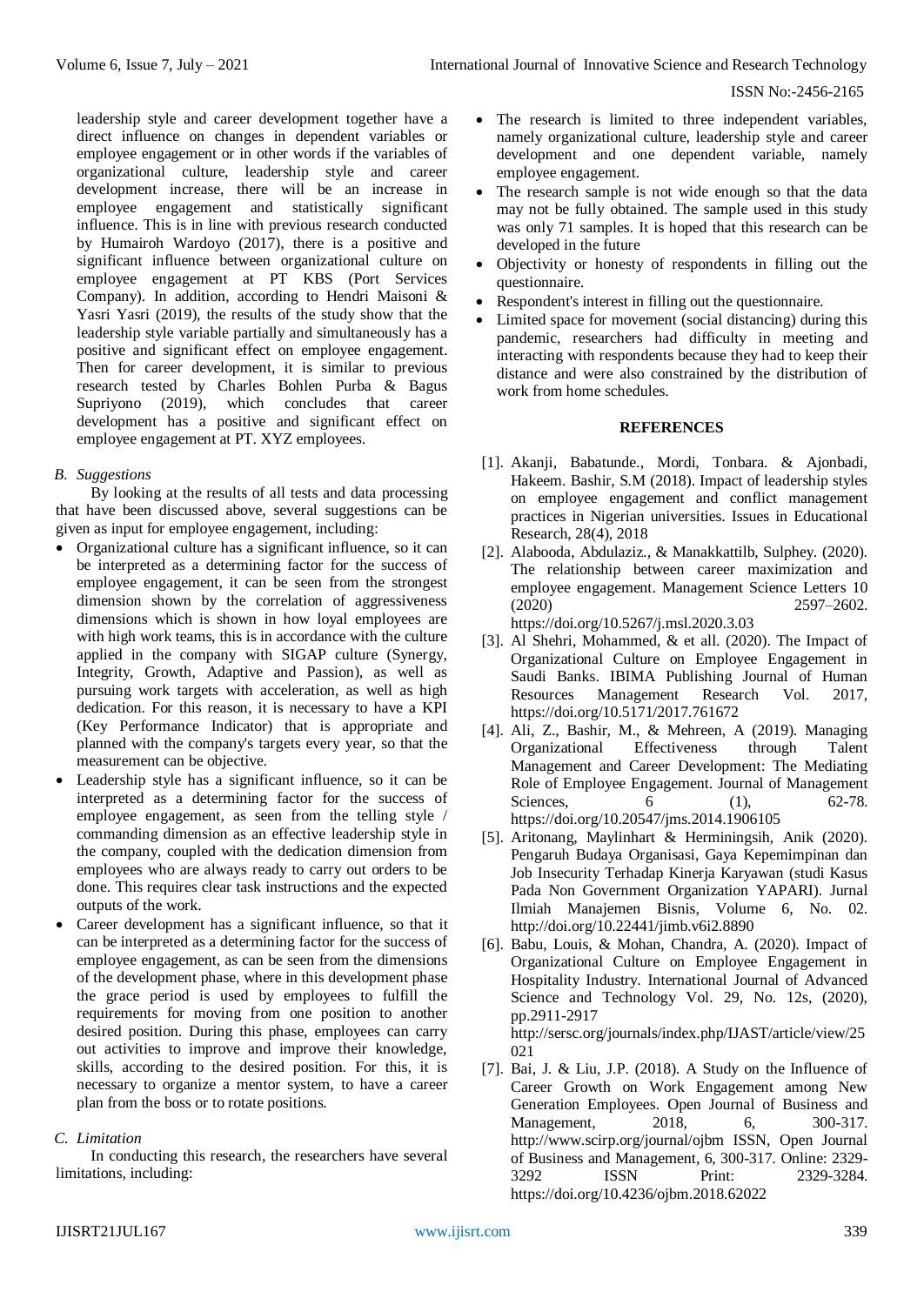leadership style and career development together have a direct influence on changes in dependent variables or employee engagement or in other words if the variables of organizational culture, leadership style and career development increase, there will be an increase in employee engagement and statistically significant influence. This is in line with previous research conducted by Humairoh Wardoyo (2017), there is a positive and significant influence between organizational culture on employee engagement at PT KBS (Port Services Company). In addition, according to Hendri Maisoni & Yasri Yasri (2019), the results of the study show that the leadership style variable partially and simultaneously has a positive and significant effect on employee engagement. Then for career development, it is similar to previous research tested by Charles Bohlen Purba & Bagus Supriyono (2019), which concludes that career development has a positive and significant effect on employee engagement at PT. XYZ employees.

### *B. Suggestions*

By looking at the results of all tests and data processing that have been discussed above, several suggestions can be given as input for employee engagement, including:

- Organizational culture has a significant influence, so it can be interpreted as a determining factor for the success of employee engagement, it can be seen from the strongest dimension shown by the correlation of aggressiveness dimensions which is shown in how loyal employees are with high work teams, this is in accordance with the culture applied in the company with SIGAP culture (Synergy, Integrity, Growth, Adaptive and Passion), as well as pursuing work targets with acceleration, as well as high dedication. For this reason, it is necessary to have a KPI (Key Performance Indicator) that is appropriate and planned with the company's targets every year, so that the measurement can be objective.
- Leadership style has a significant influence, so it can be interpreted as a determining factor for the success of employee engagement, as seen from the telling style / commanding dimension as an effective leadership style in the company, coupled with the dedication dimension from employees who are always ready to carry out orders to be done. This requires clear task instructions and the expected outputs of the work.
- Career development has a significant influence, so that it can be interpreted as a determining factor for the success of employee engagement, as can be seen from the dimensions of the development phase, where in this development phase the grace period is used by employees to fulfill the requirements for moving from one position to another desired position. During this phase, employees can carry out activities to improve and improve their knowledge, skills, according to the desired position. For this, it is necessary to organize a mentor system, to have a career plan from the boss or to rotate positions.

### *C. Limitation*

In conducting this research, the researchers have several limitations, including:

- The research is limited to three independent variables, namely organizational culture, leadership style and career development and one dependent variable, namely employee engagement.
- The research sample is not wide enough so that the data may not be fully obtained. The sample used in this study was only 71 samples. It is hoped that this research can be developed in the future
- Objectivity or honesty of respondents in filling out the questionnaire.
- Respondent's interest in filling out the questionnaire.
- Limited space for movement (social distancing) during this pandemic, researchers had difficulty in meeting and interacting with respondents because they had to keep their distance and were also constrained by the distribution of work from home schedules.

## REFERENCES

[1]. Akanji, Babatunde., Mordi, Tonbara. & Ajonbadi, Hakeem. Bashir, S.M (2018). Impact of leadership styles on employee engagement and conflict management practices in Nigerian universities. Issues in Educational Research, 28(4), 2018

[2]. Alabooda, Abdulaziz., & Manakkattilb, Sulphey. (2020). The relationship between career maximization and employee engagement. Management Science Letters 10 (2020) 2597–2602. https://doi.org/10.5267/j.msl.2020.3.03

[3]. Al Shehri, Mohammed, & et all. (2020). The Impact of Organizational Culture on Employee Engagement in Saudi Banks. IBIMA Publishing Journal of Human Resources Management Research Vol. 2017, https://doi.org/10.5171/2017.761672

[4]. Ali, Z., Bashir, M., & Mehreen, A (2019). Managing Organizational Effectiveness through Talent Management and Career Development: The Mediating Role of Employee Engagement. Journal of Management Sciences, 6 (1), 62-78. https://doi.org/10.20547/jms.2014.1906105

[5]. Aritonang, Maylinhart & Herminingsih, Anik (2020). Pengaruh Budaya Organisasi, Gaya Kepemimpinan dan Job Insecurity Terhadap Kinerja Karyawan (studi Kasus Pada Non Government Organization YAPARI). Jurnal Ilmiah Manajemen Bisnis, Volume 6, No. 02. http://doi.org/10.22441/jimb.v6i2.8890

[6]. Babu, Louis, & Mohan, Chandra, A. (2020). Impact of Organizational Culture on Employee Engagement in Hospitality Industry. International Journal of Advanced Science and Technology Vol. 29, No. 12s, (2020), pp.2911-2917 http://sersc.org/journals/index.php/IJAST/article/view/25021

[7]. Bai, J. & Liu, J.P. (2018). A Study on the Influence of Career Growth on Work Engagement among New Generation Employees. Open Journal of Business and Management, 2018, 6, 300-317. http://www.scirp.org/journal/ojbm ISSN, Open Journal of Business and Management, 6, 300-317. Online: 2329-3292 ISSN Print: 2329-3284. https://doi.org/10.4236/ojbm.2018.62022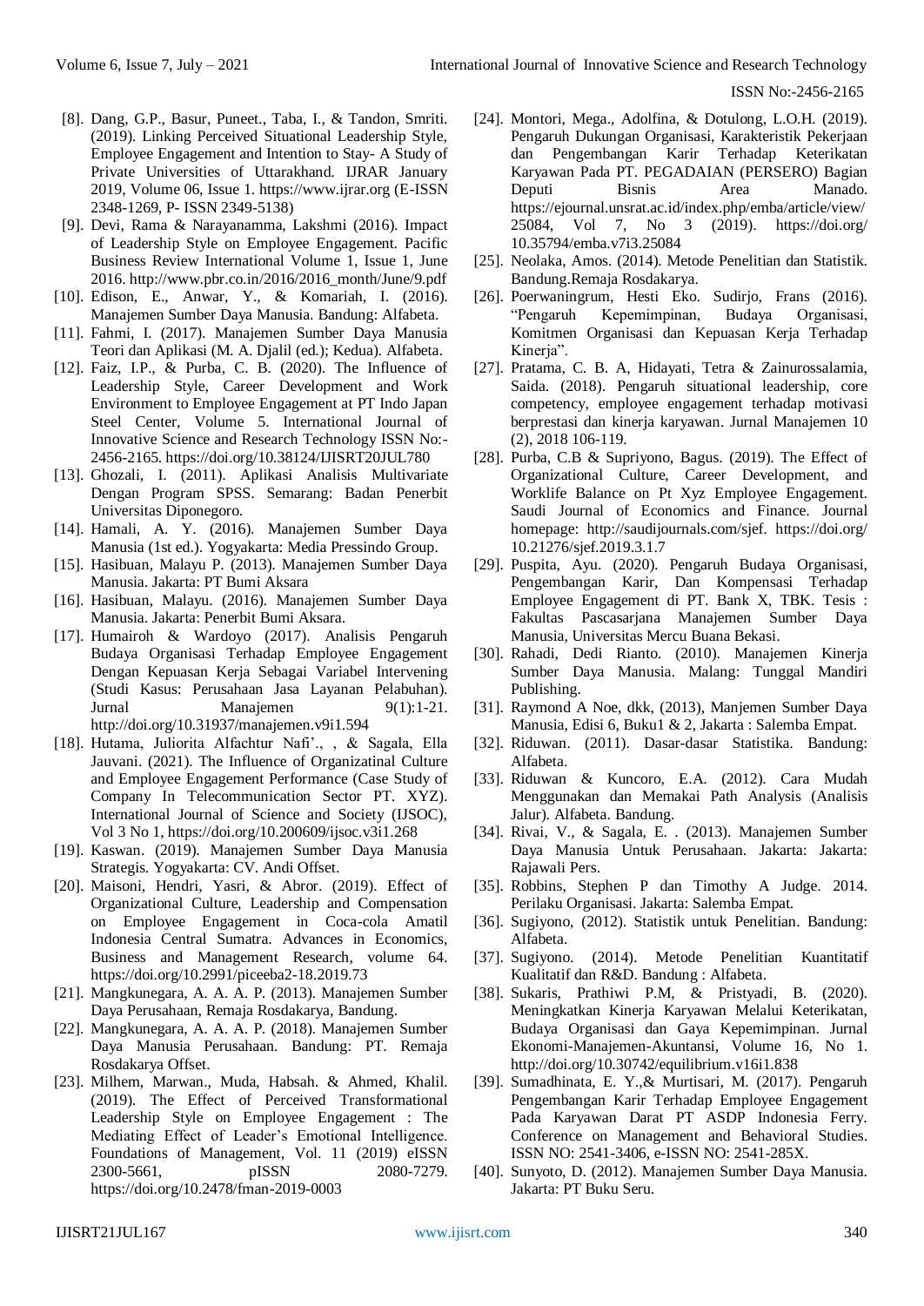[8]. Dang, G.P., Basur, Puneet., Taba, I., & Tandon, Smriti. (2019). Linking Perceived Situational Leadership Style, Employee Engagement and Intention to Stay- A Study of Private Universities of Uttarakhand. IJRAR January 2019, Volume 06, Issue 1. https://www.ijrar.org (E-ISSN 2348-1269, P- ISSN 2349-5138)

[9]. Devi, Rama & Narayanamma, Lakshmi (2016). Impact of Leadership Style on Employee Engagement. Pacific Business Review International Volume 1, Issue 1, June 2016. http://www.pbr.co.in/2016/2016_month/June/9.pdf

[10]. Edison, E., Anwar, Y., & Komariah, I. (2016). Manajemen Sumber Daya Manusia. Bandung: Alfabeta.

[11]. Fahmi, I. (2017). Manajemen Sumber Daya Manusia Teori dan Aplikasi (M. A. Djalil (ed.); Kedua). Alfabeta.

[12]. Faiz, I.P., & Purba, C. B. (2020). The Influence of Leadership Style, Career Development and Work Environment to Employee Engagement at PT Indo Japan Steel Center, Volume 5. International Journal of Innovative Science and Research Technology ISSN No:-2456-2165. https://doi.org/10.38124/IJISRT20JUL780

[13]. Ghozali, I. (2011). Aplikasi Analisis Multivariate Dengan Program SPSS. Semarang: Badan Penerbit Universitas Diponegoro.

[14]. Hamali, A. Y. (2016). Manajemen Sumber Daya Manusia (1st ed.). Yogyakarta: Media Pressindo Group.

[15]. Hasibuan, Malayu P. (2013). Manajemen Sumber Daya Manusia. Jakarta: PT Bumi Aksara

[16]. Hasibuan, Malayu. (2016). Manajemen Sumber Daya Manusia. Jakarta: Penerbit Bumi Aksara.

[17]. Humairoh & Wardoyo (2017). Analisis Pengaruh Budaya Organisasi Terhadap Employee Engagement Dengan Kepuasan Kerja Sebagai Variabel Intervening (Studi Kasus: Perusahaan Jasa Layanan Pelabuhan). Jurnal Manajemen 9(1):1-21. http://doi.org/10.31937/manajemen.v9i1.594

[18]. Hutama, Juliorita Alfachtur Nafi'., , & Sagala, Ella Jauvani. (2021). The Influence of Organizatinal Culture and Employee Engagement Performance (Case Study of Company In Telecommunication Sector PT. XYZ). International Journal of Science and Society (IJSOC), Vol 3 No 1, https://doi.org/10.200609/ijsoc.v3i1.268

[19]. Kaswan. (2019). Manajemen Sumber Daya Manusia Strategis. Yogyakarta: CV. Andi Offset.

[20]. Maisoni, Hendri, Yasri, & Abror. (2019). Effect of Organizational Culture, Leadership and Compensation on Employee Engagement in Coca-cola Amatil Indonesia Central Sumatra. Advances in Economics, Business and Management Research, volume 64. https://doi.org/10.2991/piceeba2-18.2019.73

[21]. Mangkunegara, A. A. A. P. (2013). Manajemen Sumber Daya Perusahaan, Remaja Rosdakarya, Bandung.

[22]. Mangkunegara, A. A. A. P. (2018). Manajemen Sumber Daya Manusia Perusahaan. Bandung: PT. Remaja Rosdakarya Offset.

[23]. Milhem, Marwan., Muda, Habsah. & Ahmed, Khalil. (2019). The Effect of Perceived Transformational Leadership Style on Employee Engagement : The Mediating Effect of Leader's Emotional Intelligence. Foundations of Management, Vol. 11 (2019) eISSN 2300-5661, pISSN 2080-7279. https://doi.org/10.2478/fman-2019-0003

[24]. Montori, Mega., Adolfina, & Dotulong, L.O.H. (2019). Pengaruh Dukungan Organisasi, Karakteristik Pekerjaan dan Pengembangan Karir Terhadap Keterikatan Karyawan Pada PT. PEGADAIAN (PERSERO) Bagian Deputi Bisnis Area Manado. https://ejournal.unsrat.ac.id/index.php/emba/article/view/25084, Vol 7, No 3 (2019). https://doi.org/10.35794/emba.v7i3.25084

[25]. Neolaka, Amos. (2014). Metode Penelitian dan Statistik. Bandung.Remaja Rosdakarya.

[26]. Poerwaningrum, Hesti Eko. Sudirjo, Frans (2016). "Pengaruh Kepemimpinan, Budaya Organisasi, Komitmen Organisasi dan Kepuasan Kerja Terhadap Kinerja".

[27]. Pratama, C. B. A, Hidayati, Tetra & Zainurossalamia, Saida. (2018). Pengaruh situational leadership, core competency, employee engagement terhadap motivasi berprestasi dan kinerja karyawan. Jurnal Manajemen 10 (2), 2018 106-119.

[28]. Purba, C.B & Supriyono, Bagus. (2019). The Effect of Organizational Culture, Career Development, and Worklife Balance on Pt Xyz Employee Engagement. Saudi Journal of Economics and Finance. Journal homepage: http://saudijournals.com/sjef. https://doi.org/10.21276/sjef.2019.3.1.7

[29]. Puspita, Ayu. (2020). Pengaruh Budaya Organisasi, Pengembangan Karir, Dan Kompensasi Terhadap Employee Engagement di PT. Bank X, TBK. Tesis : Fakultas Pascasarjana Manajemen Sumber Daya Manusia, Universitas Mercu Buana Bekasi.

[30]. Rahadi, Dedi Rianto. (2010). Manajemen Kinerja Sumber Daya Manusia. Malang: Tunggal Mandiri Publishing.

[31]. Raymond A Noe, dkk, (2013), Manjemen Sumber Daya Manusia, Edisi 6, Buku1 & 2, Jakarta : Salemba Empat.

[32]. Riduwan. (2011). Dasar-dasar Statistika. Bandung: Alfabeta.

[33]. Riduwan & Kuncoro, E.A. (2012). Cara Mudah Menggunakan dan Memakai Path Analysis (Analisis Jalur). Alfabeta. Bandung.

[34]. Rivai, V., & Sagala, E. . (2013). Manajemen Sumber Daya Manusia Untuk Perusahaan. Jakarta: Jakarta: Rajawali Pers.

[35]. Robbins, Stephen P dan Timothy A Judge. 2014. Perilaku Organisasi. Jakarta: Salemba Empat.

[36]. Sugiyono, (2012). Statistik untuk Penelitian. Bandung: Alfabeta.

[37]. Sugiyono. (2014). Metode Penelitian Kuantitatif Kualitatif dan R&D. Bandung : Alfabeta.

[38]. Sukaris, Prathiwi P.M, & Pristyadi, B. (2020). Meningkatkan Kinerja Karyawan Melalui Keterikatan, Budaya Organisasi dan Gaya Kepemimpinan. Jurnal Ekonomi-Manajemen-Akuntansi, Volume 16, No 1. http://doi.org/10.30742/equilibrium.v16i1.838

[39]. Sumadhinata, E. Y.,& Murtisari, M. (2017). Pengaruh Pengembangan Karir Terhadap Employee Engagement Pada Karyawan Darat PT ASDP Indonesia Ferry. Conference on Management and Behavioral Studies. ISSN NO: 2541-3406, e-ISSN NO: 2541-285X.

[40]. Sunyoto, D. (2012). Manajemen Sumber Daya Manusia. Jakarta: PT Buku Seru.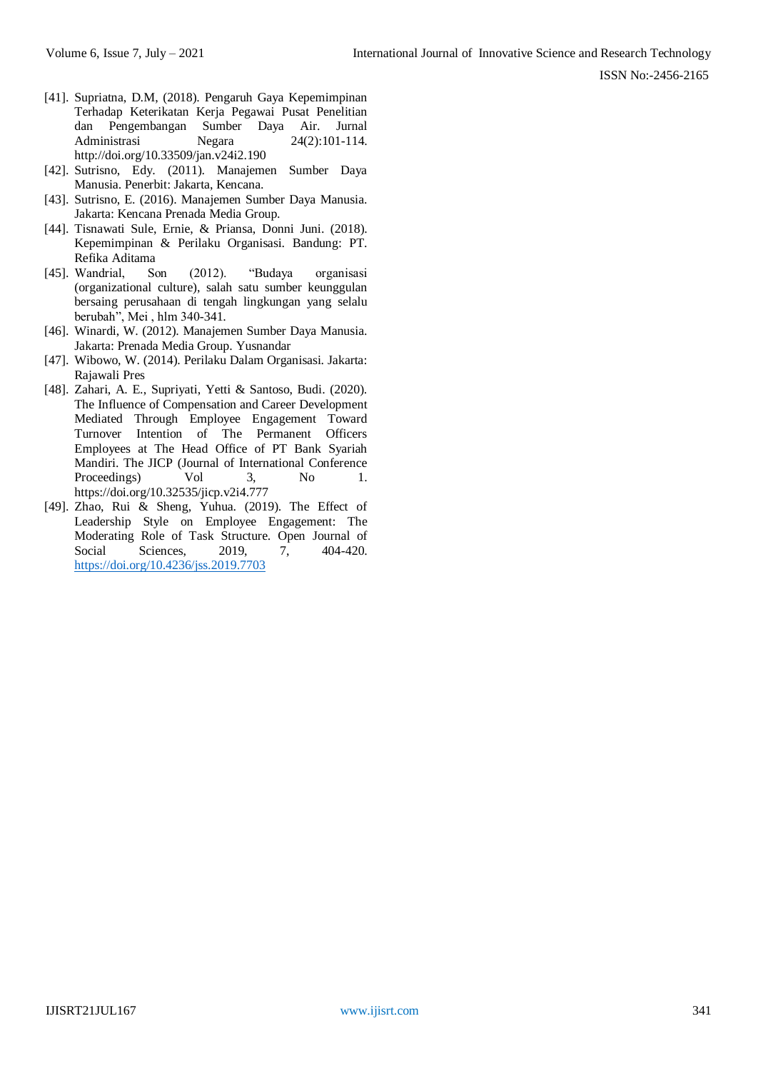[41]. Supriatna, D.M, (2018). Pengaruh Gaya Kepemimpinan Terhadap Keterikatan Kerja Pegawai Pusat Penelitian dan Pengembangan Sumber Daya Air. Jurnal Administrasi Negara 24(2):101-114. http://doi.org/10.33509/jan.v24i2.190

[42]. Sutrisno, Edy. (2011). Manajemen Sumber Daya Manusia. Penerbit: Jakarta, Kencana.

[43]. Sutrisno, E. (2016). Manajemen Sumber Daya Manusia. Jakarta: Kencana Prenada Media Group.

[44]. Tisnawati Sule, Ernie, & Priansa, Donni Juni. (2018). Kepemimpinan & Perilaku Organisasi. Bandung: PT. Refika Aditama

[45]. Wandrial, Son (2012). "Budaya organisasi (organizational culture), salah satu sumber keunggulan bersaing perusahaan di tengah lingkungan yang selalu berubah", Mei , hlm 340-341.

[46]. Winardi, W. (2012). Manajemen Sumber Daya Manusia. Jakarta: Prenada Media Group. Yusnandar

[47]. Wibowo, W. (2014). Perilaku Dalam Organisasi. Jakarta: Rajawali Pres

[48]. Zahari, A. E., Supriyati, Yetti & Santoso, Budi. (2020). The Influence of Compensation and Career Development Mediated Through Employee Engagement Toward Turnover Intention of The Permanent Officers Employees at The Head Office of PT Bank Syariah Mandiri. The JICP (Journal of International Conference Proceedings) Vol 3, No 1. https://doi.org/10.32535/jicp.v2i4.777

[49]. Zhao, Rui & Sheng, Yuhua. (2019). The Effect of Leadership Style on Employee Engagement: The Moderating Role of Task Structure. Open Journal of Social Sciences, 2019, 7, 404-420. https://doi.org/10.4236/jss.2019.7703